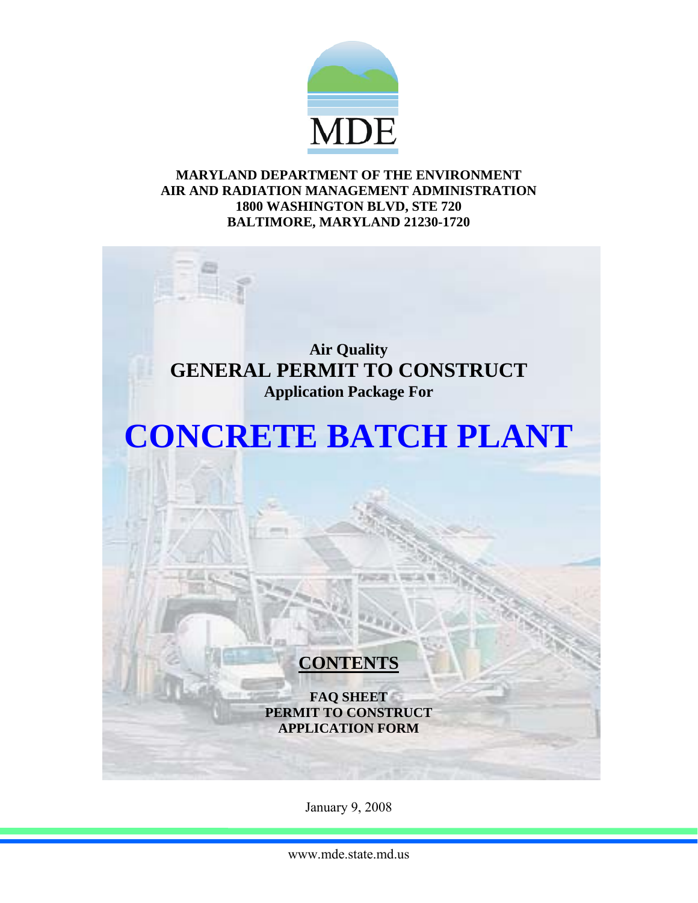MDE

**MARYLAND DEPARTMENT OF THE ENVIRONMENT**
**AIR AND RADIATION MANAGEMENT ADMINISTRATION**
**1800 WASHINGTON BLVD, STE 720**
**BALTIMORE, MARYLAND 21230-1720**

**Air Quality**

# GENERAL PERMIT TO CONSTRUCT

**Application Package For**

# CONCRETE BATCH PLANT

## CONTENTS

**FAQ SHEET**
**PERMIT TO CONSTRUCT APPLICATION FORM**

January 9, 2008

www.mde.state.md.us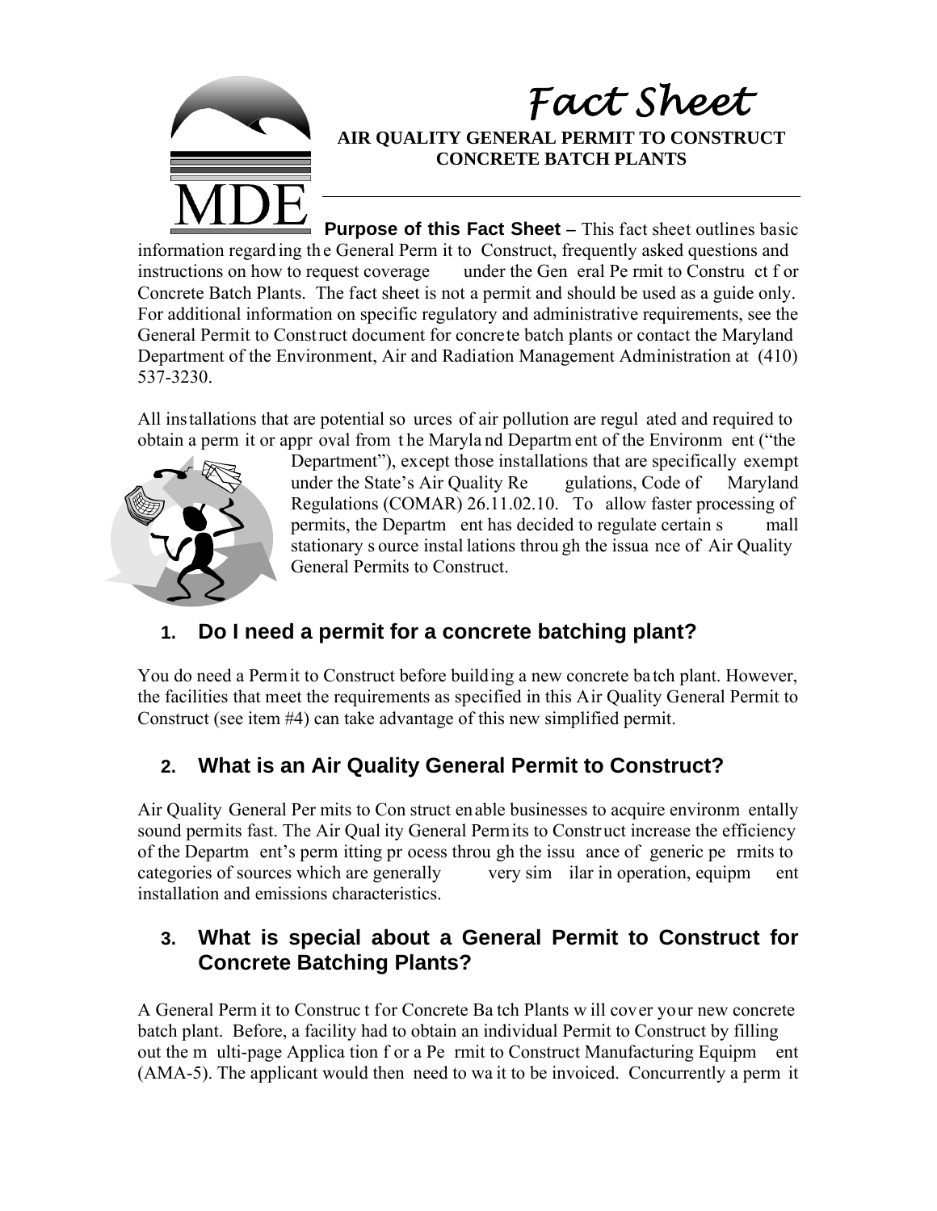# Fact Sheet

**AIR QUALITY GENERAL PERMIT TO CONSTRUCT CONCRETE BATCH PLANTS**

**Purpose of this Fact Sheet** – This fact sheet outlines basic information regarding the General Permit to Construct, frequently asked questions and instructions on how to request coverage under the General Permit to Construct for Concrete Batch Plants. The fact sheet is not a permit and should be used as a guide only. For additional information on specific regulatory and administrative requirements, see the General Permit to Construct document for concrete batch plants or contact the Maryland Department of the Environment, Air and Radiation Management Administration at (410) 537-3230.

All installations that are potential sources of air pollution are regulated and required to obtain a permit or approval from the Maryland Department of the Environment ("the Department"), except those installations that are specifically exempt under the State's Air Quality Regulations, Code of Maryland Regulations (COMAR) 26.11.02.10. To allow faster processing of permits, the Department has decided to regulate certain small stationary source installations through the issuance of Air Quality General Permits to Construct.

## 1. Do I need a permit for a concrete batching plant?

You do need a Permit to Construct before building a new concrete batch plant. However, the facilities that meet the requirements as specified in this Air Quality General Permit to Construct (see item #4) can take advantage of this new simplified permit.

## 2. What is an Air Quality General Permit to Construct?

Air Quality General Permits to Construct enable businesses to acquire environmentally sound permits fast. The Air Quality General Permits to Construct increase the efficiency of the Department's permitting process through the issuance of generic permits to categories of sources which are generally very similar in operation, equipment installation and emissions characteristics.

## 3. What is special about a General Permit to Construct for Concrete Batching Plants?

A General Permit to Construct for Concrete Batch Plants will cover your new concrete batch plant. Before, a facility had to obtain an individual Permit to Construct by filling out the multi-page Application for a Permit to Construct Manufacturing Equipment (AMA-5). The applicant would then need to wait to be invoiced. Concurrently a permit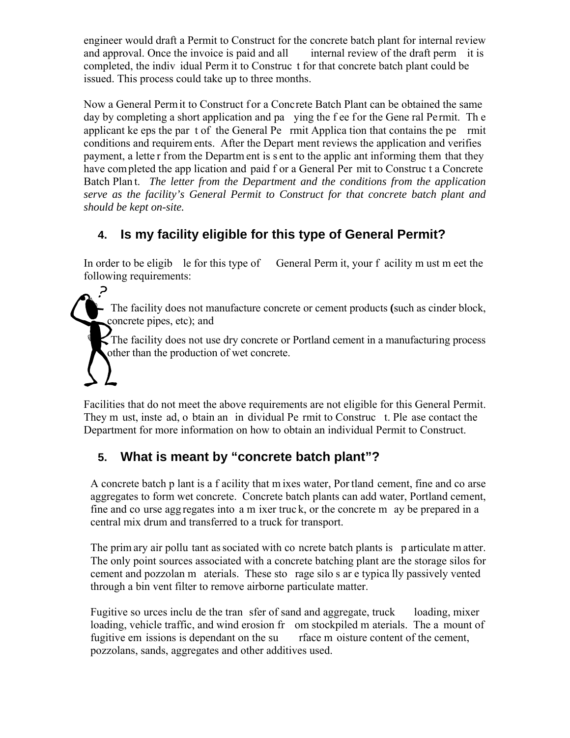engineer would draft a Permit to Construct for the concrete batch plant for internal review and approval. Once the invoice is paid and all internal review of the draft permit is completed, the individual Permit to Construct for that concrete batch plant could be issued. This process could take up to three months.

Now a General Permit to Construct for a Concrete Batch Plant can be obtained the same day by completing a short application and paying the fee for the General Permit. The applicant keeps the part of the General Permit Application that contains the permit conditions and requirements. After the Department reviews the application and verifies payment, a letter from the Department is sent to the applicant informing them that they have completed the application and paid for a General Permit to Construct a Concrete Batch Plant. *The letter from the Department and the conditions from the application serve as the facility's General Permit to Construct for that concrete batch plant and should be kept on-site.*

## 4. Is my facility eligible for this type of General Permit?

In order to be eligible for this type of General Permit, your facility must meet the following requirements:

- The facility does not manufacture concrete or cement products **(**such as cinder block, concrete pipes, etc); and
- The facility does not use dry concrete or Portland cement in a manufacturing process other than the production of wet concrete.

Facilities that do not meet the above requirements are not eligible for this General Permit. They must, instead, obtain an individual Permit to Construct. Please contact the Department for more information on how to obtain an individual Permit to Construct.

## 5. What is meant by "concrete batch plant"?

A concrete batch plant is a facility that mixes water, Portland cement, fine and coarse aggregates to form wet concrete. Concrete batch plants can add water, Portland cement, fine and course aggregates into a mixer truck, or the concrete may be prepared in a central mix drum and transferred to a truck for transport.

The primary air pollutant associated with concrete batch plants is particulate matter. The only point sources associated with a concrete batching plant are the storage silos for cement and pozzolan materials. These storage silos are typically passively vented through a bin vent filter to remove airborne particulate matter.

Fugitive sources include the transfer of sand and aggregate, truck loading, mixer loading, vehicle traffic, and wind erosion from stockpiled materials. The amount of fugitive emissions is dependant on the surface moisture content of the cement, pozzolans, sands, aggregates and other additives used.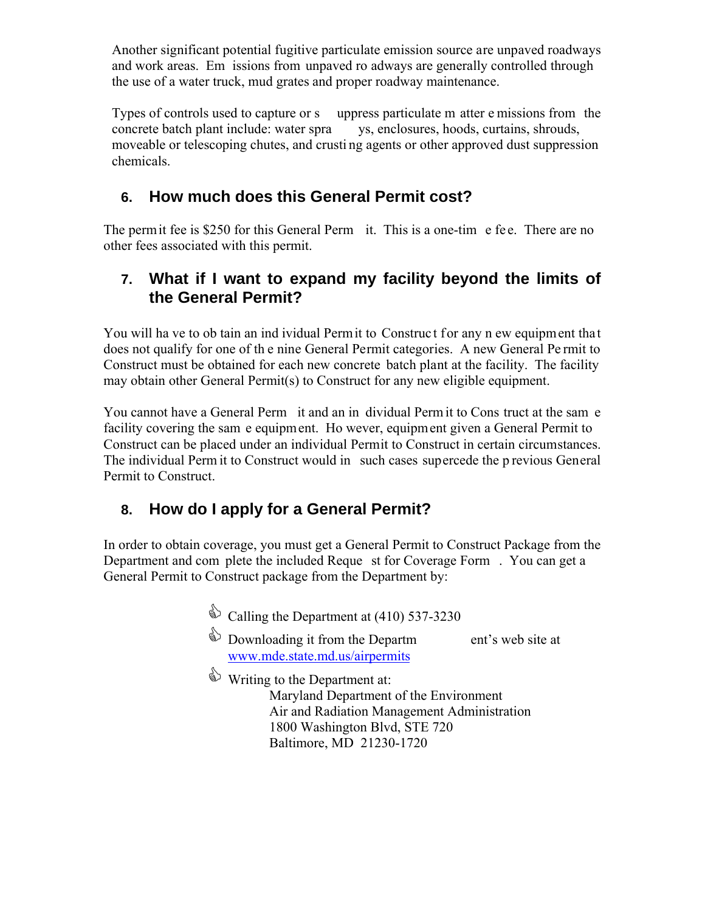Another significant potential fugitive particulate emission source are unpaved roadways and work areas. Emissions from unpaved roadways are generally controlled through the use of a water truck, mud grates and proper roadway maintenance.

Types of controls used to capture or suppress particulate matter emissions from the concrete batch plant include: water sprays, enclosures, hoods, curtains, shrouds, moveable or telescoping chutes, and crusting agents or other approved dust suppression chemicals.

## 6. How much does this General Permit cost?

The permit fee is $250 for this General Permit. This is a one-time fee. There are no other fees associated with this permit.

## 7. What if I want to expand my facility beyond the limits of the General Permit?

You will have to obtain an individual Permit to Construct for any new equipment that does not qualify for one of the nine General Permit categories. A new General Permit to Construct must be obtained for each new concrete batch plant at the facility. The facility may obtain other General Permit(s) to Construct for any new eligible equipment.

You cannot have a General Permit and an individual Permit to Construct at the same facility covering the same equipment. However, equipment given a General Permit to Construct can be placed under an individual Permit to Construct in certain circumstances. The individual Permit to Construct would in such cases supercede the previous General Permit to Construct.

## 8. How do I apply for a General Permit?

In order to obtain coverage, you must get a General Permit to Construct Package from the Department and complete the included Request for Coverage Form. You can get a General Permit to Construct package from the Department by:

- Calling the Department at (410) 537-3230
- Downloading it from the Department's web site at www.mde.state.md.us/airpermits
- Writing to the Department at:

  Maryland Department of the Environment
  Air and Radiation Management Administration
  1800 Washington Blvd, STE 720
  Baltimore, MD 21230-1720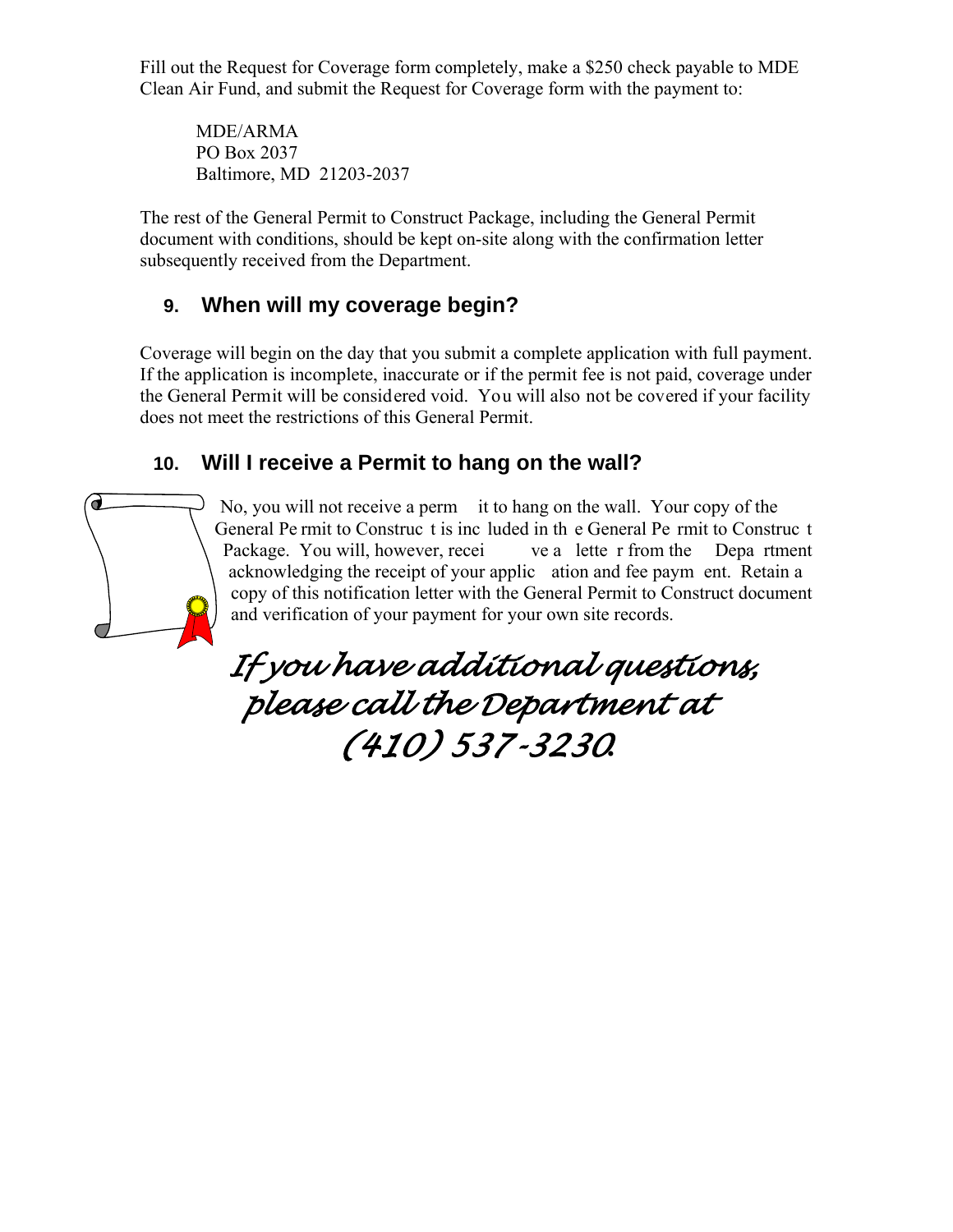Fill out the Request for Coverage form completely, make a $250 check payable to MDE Clean Air Fund, and submit the Request for Coverage form with the payment to:

MDE/ARMA
PO Box 2037
Baltimore, MD 21203-2037

The rest of the General Permit to Construct Package, including the General Permit document with conditions, should be kept on-site along with the confirmation letter subsequently received from the Department.

## 9. When will my coverage begin?

Coverage will begin on the day that you submit a complete application with full payment. If the application is incomplete, inaccurate or if the permit fee is not paid, coverage under the General Permit will be considered void. You will also not be covered if your facility does not meet the restrictions of this General Permit.

## 10. Will I receive a Permit to hang on the wall?

No, you will not receive a permit to hang on the wall. Your copy of the General Permit to Construct is included in the General Permit to Construct Package. You will, however, receive a letter from the Department acknowledging the receipt of your application and fee payment. Retain a copy of this notification letter with the General Permit to Construct document and verification of your payment for your own site records.

*If you have additional questions, please call the Department at (410) 537-3230.*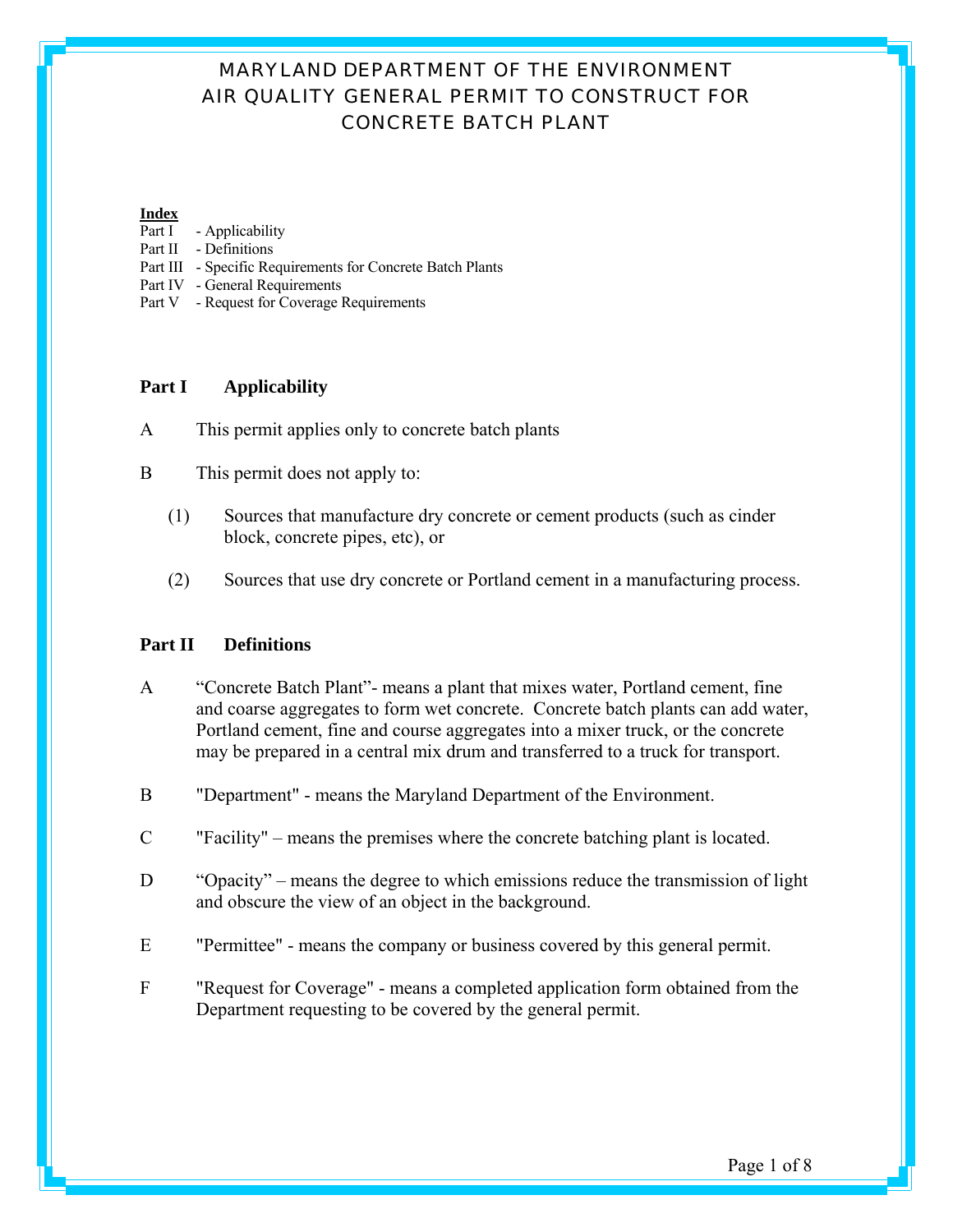# MARYLAND DEPARTMENT OF THE ENVIRONMENT
# AIR QUALITY GENERAL PERMIT TO CONSTRUCT FOR CONCRETE BATCH PLANT

**Index**

Part I - Applicability
Part II - Definitions
Part III - Specific Requirements for Concrete Batch Plants
Part IV - General Requirements
Part V - Request for Coverage Requirements

## Part I Applicability

A This permit applies only to concrete batch plants

B This permit does not apply to:

(1) Sources that manufacture dry concrete or cement products (such as cinder block, concrete pipes, etc), or

(2) Sources that use dry concrete or Portland cement in a manufacturing process.

## Part II Definitions

A "Concrete Batch Plant"- means a plant that mixes water, Portland cement, fine and coarse aggregates to form wet concrete. Concrete batch plants can add water, Portland cement, fine and course aggregates into a mixer truck, or the concrete may be prepared in a central mix drum and transferred to a truck for transport.

B "Department" - means the Maryland Department of the Environment.

C "Facility" – means the premises where the concrete batching plant is located.

D "Opacity" – means the degree to which emissions reduce the transmission of light and obscure the view of an object in the background.

E "Permittee" - means the company or business covered by this general permit.

F "Request for Coverage" - means a completed application form obtained from the Department requesting to be covered by the general permit.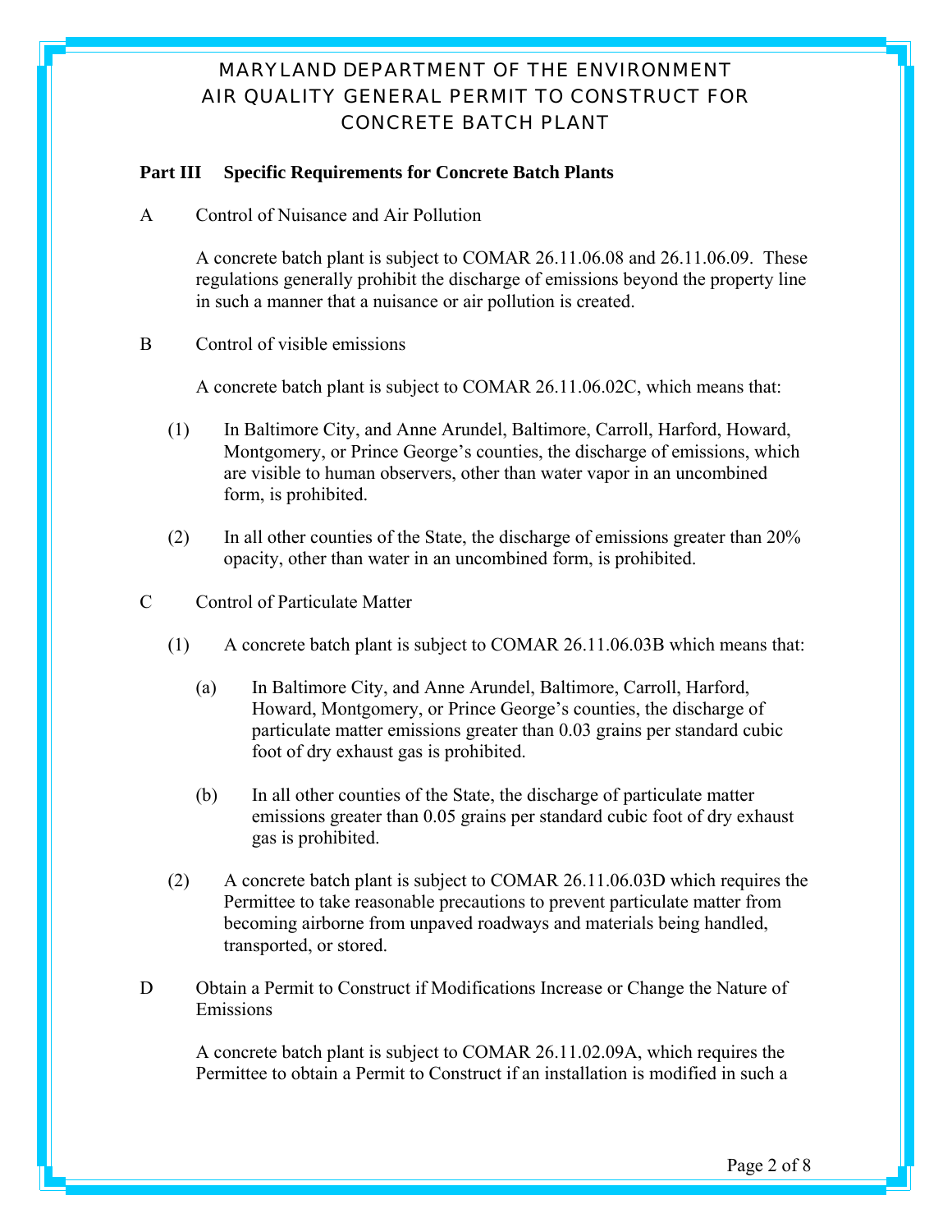# MARYLAND DEPARTMENT OF THE ENVIRONMENT
# AIR QUALITY GENERAL PERMIT TO CONSTRUCT FOR CONCRETE BATCH PLANT

## Part III Specific Requirements for Concrete Batch Plants

A Control of Nuisance and Air Pollution

A concrete batch plant is subject to COMAR 26.11.06.08 and 26.11.06.09. These regulations generally prohibit the discharge of emissions beyond the property line in such a manner that a nuisance or air pollution is created.

B Control of visible emissions

A concrete batch plant is subject to COMAR 26.11.06.02C, which means that:

(1) In Baltimore City, and Anne Arundel, Baltimore, Carroll, Harford, Howard, Montgomery, or Prince George's counties, the discharge of emissions, which are visible to human observers, other than water vapor in an uncombined form, is prohibited.

(2) In all other counties of the State, the discharge of emissions greater than 20% opacity, other than water in an uncombined form, is prohibited.

C Control of Particulate Matter

(1) A concrete batch plant is subject to COMAR 26.11.06.03B which means that:

(a) In Baltimore City, and Anne Arundel, Baltimore, Carroll, Harford, Howard, Montgomery, or Prince George's counties, the discharge of particulate matter emissions greater than 0.03 grains per standard cubic foot of dry exhaust gas is prohibited.

(b) In all other counties of the State, the discharge of particulate matter emissions greater than 0.05 grains per standard cubic foot of dry exhaust gas is prohibited.

(2) A concrete batch plant is subject to COMAR 26.11.06.03D which requires the Permittee to take reasonable precautions to prevent particulate matter from becoming airborne from unpaved roadways and materials being handled, transported, or stored.

D Obtain a Permit to Construct if Modifications Increase or Change the Nature of Emissions

A concrete batch plant is subject to COMAR 26.11.02.09A, which requires the Permittee to obtain a Permit to Construct if an installation is modified in such a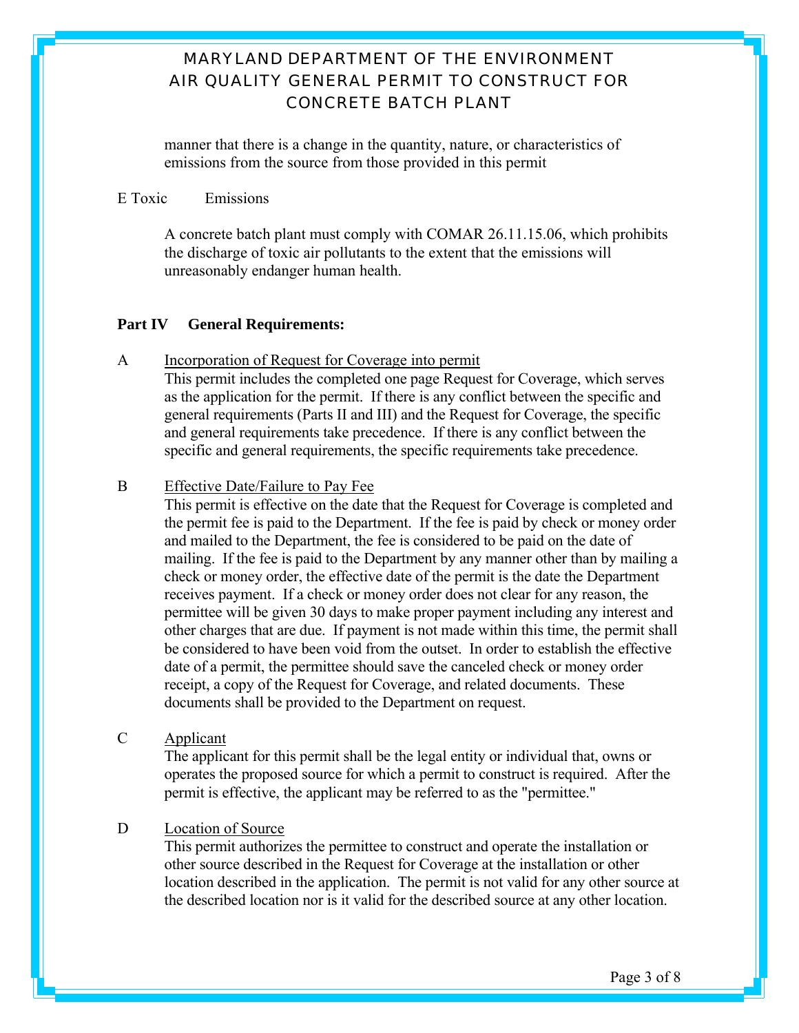manner that there is a change in the quantity, nature, or characteristics of emissions from the source from those provided in this permit

E Toxic Emissions

A concrete batch plant must comply with COMAR 26.11.15.06, which prohibits the discharge of toxic air pollutants to the extent that the emissions will unreasonably endanger human health.

**Part IV General Requirements:**

A Incorporation of Request for Coverage into permit

This permit includes the completed one page Request for Coverage, which serves as the application for the permit. If there is any conflict between the specific and general requirements (Parts II and III) and the Request for Coverage, the specific and general requirements take precedence. If there is any conflict between the specific and general requirements, the specific requirements take precedence.

B Effective Date/Failure to Pay Fee

This permit is effective on the date that the Request for Coverage is completed and the permit fee is paid to the Department. If the fee is paid by check or money order and mailed to the Department, the fee is considered to be paid on the date of mailing. If the fee is paid to the Department by any manner other than by mailing a check or money order, the effective date of the permit is the date the Department receives payment. If a check or money order does not clear for any reason, the permittee will be given 30 days to make proper payment including any interest and other charges that are due. If payment is not made within this time, the permit shall be considered to have been void from the outset. In order to establish the effective date of a permit, the permittee should save the canceled check or money order receipt, a copy of the Request for Coverage, and related documents. These documents shall be provided to the Department on request.

C Applicant

The applicant for this permit shall be the legal entity or individual that, owns or operates the proposed source for which a permit to construct is required. After the permit is effective, the applicant may be referred to as the "permittee."

D Location of Source

This permit authorizes the permittee to construct and operate the installation or other source described in the Request for Coverage at the installation or other location described in the application. The permit is not valid for any other source at the described location nor is it valid for the described source at any other location.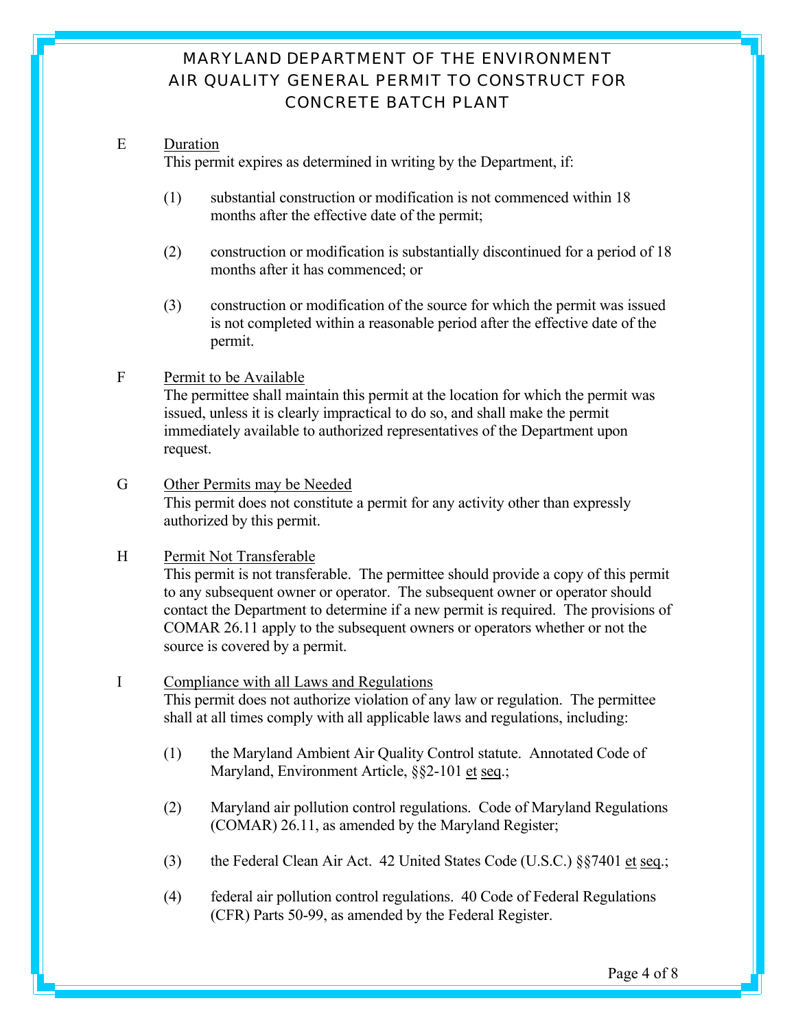E Duration

This permit expires as determined in writing by the Department, if:

(1) substantial construction or modification is not commenced within 18 months after the effective date of the permit;

(2) construction or modification is substantially discontinued for a period of 18 months after it has commenced; or

(3) construction or modification of the source for which the permit was issued is not completed within a reasonable period after the effective date of the permit.

F Permit to be Available

The permittee shall maintain this permit at the location for which the permit was issued, unless it is clearly impractical to do so, and shall make the permit immediately available to authorized representatives of the Department upon request.

G Other Permits may be Needed

This permit does not constitute a permit for any activity other than expressly authorized by this permit.

H Permit Not Transferable

This permit is not transferable. The permittee should provide a copy of this permit to any subsequent owner or operator. The subsequent owner or operator should contact the Department to determine if a new permit is required. The provisions of COMAR 26.11 apply to the subsequent owners or operators whether or not the source is covered by a permit.

I Compliance with all Laws and Regulations

This permit does not authorize violation of any law or regulation. The permittee shall at all times comply with all applicable laws and regulations, including:

(1) the Maryland Ambient Air Quality Control statute. Annotated Code of Maryland, Environment Article, §§2-101 et seq.;

(2) Maryland air pollution control regulations. Code of Maryland Regulations (COMAR) 26.11, as amended by the Maryland Register;

(3) the Federal Clean Air Act. 42 United States Code (U.S.C.) §§7401 et seq.;

(4) federal air pollution control regulations. 40 Code of Federal Regulations (CFR) Parts 50-99, as amended by the Federal Register.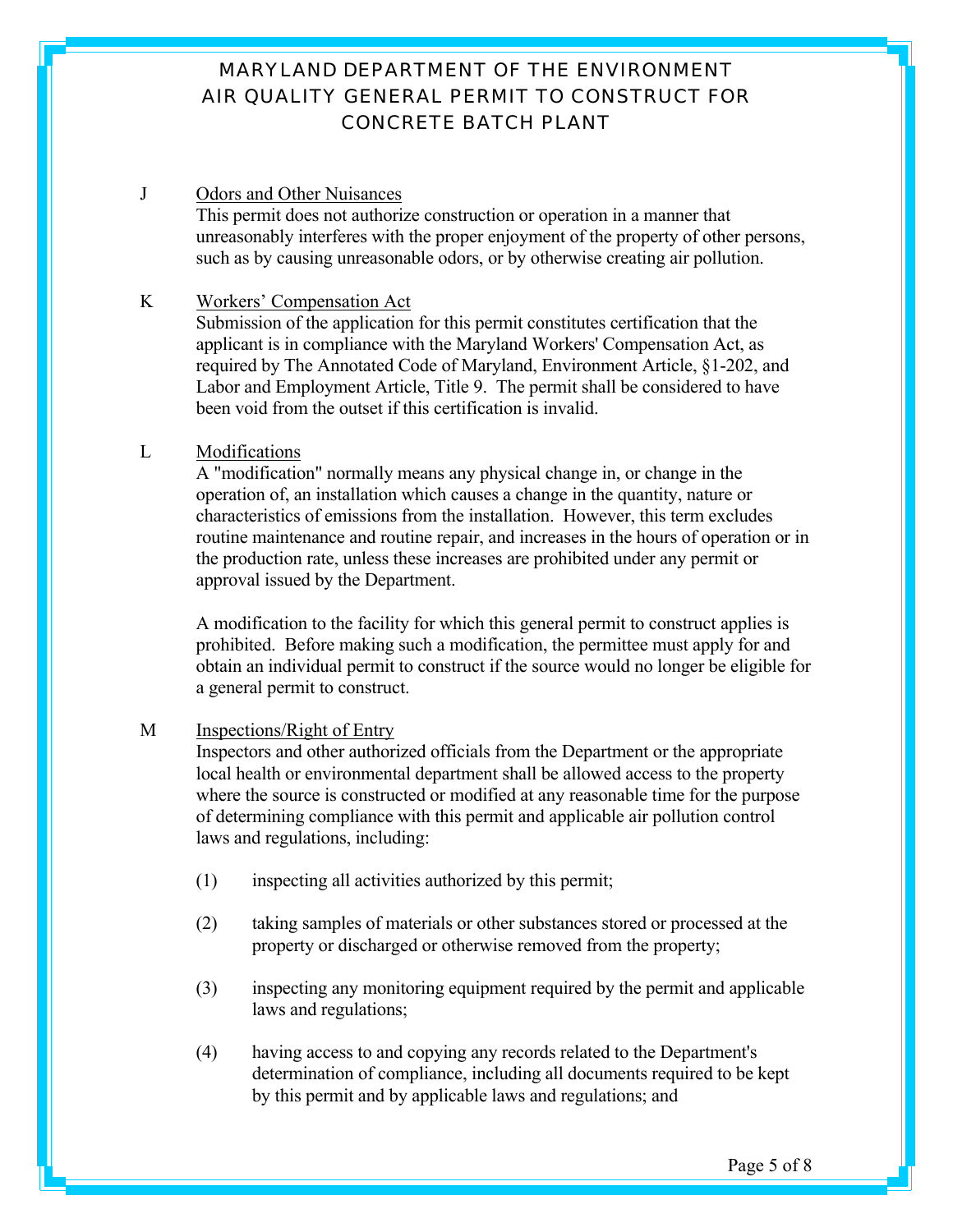J **Odors and Other Nuisances**

This permit does not authorize construction or operation in a manner that unreasonably interferes with the proper enjoyment of the property of other persons, such as by causing unreasonable odors, or by otherwise creating air pollution.

K **Workers' Compensation Act**

Submission of the application for this permit constitutes certification that the applicant is in compliance with the Maryland Workers' Compensation Act, as required by The Annotated Code of Maryland, Environment Article, §1-202, and Labor and Employment Article, Title 9. The permit shall be considered to have been void from the outset if this certification is invalid.

L **Modifications**

A "modification" normally means any physical change in, or change in the operation of, an installation which causes a change in the quantity, nature or characteristics of emissions from the installation. However, this term excludes routine maintenance and routine repair, and increases in the hours of operation or in the production rate, unless these increases are prohibited under any permit or approval issued by the Department.

A modification to the facility for which this general permit to construct applies is prohibited. Before making such a modification, the permittee must apply for and obtain an individual permit to construct if the source would no longer be eligible for a general permit to construct.

M **Inspections/Right of Entry**

Inspectors and other authorized officials from the Department or the appropriate local health or environmental department shall be allowed access to the property where the source is constructed or modified at any reasonable time for the purpose of determining compliance with this permit and applicable air pollution control laws and regulations, including:

(1) inspecting all activities authorized by this permit;

(2) taking samples of materials or other substances stored or processed at the property or discharged or otherwise removed from the property;

(3) inspecting any monitoring equipment required by the permit and applicable laws and regulations;

(4) having access to and copying any records related to the Department's determination of compliance, including all documents required to be kept by this permit and by applicable laws and regulations; and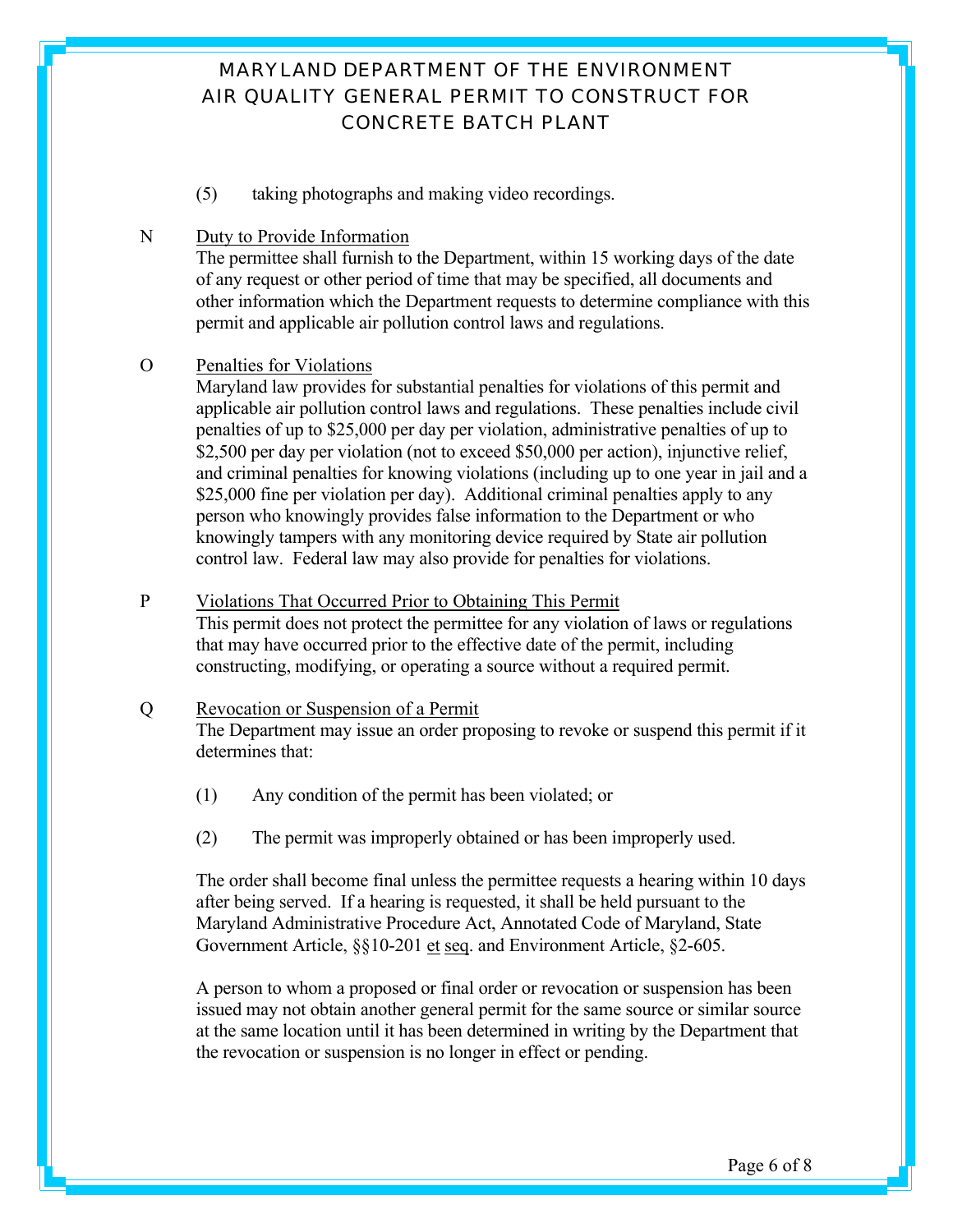(5) taking photographs and making video recordings.

N Duty to Provide Information

The permittee shall furnish to the Department, within 15 working days of the date of any request or other period of time that may be specified, all documents and other information which the Department requests to determine compliance with this permit and applicable air pollution control laws and regulations.

O Penalties for Violations

Maryland law provides for substantial penalties for violations of this permit and applicable air pollution control laws and regulations. These penalties include civil penalties of up to $25,000 per day per violation, administrative penalties of up to $2,500 per day per violation (not to exceed $50,000 per action), injunctive relief, and criminal penalties for knowing violations (including up to one year in jail and a $25,000 fine per violation per day). Additional criminal penalties apply to any person who knowingly provides false information to the Department or who knowingly tampers with any monitoring device required by State air pollution control law. Federal law may also provide for penalties for violations.

P Violations That Occurred Prior to Obtaining This Permit

This permit does not protect the permittee for any violation of laws or regulations that may have occurred prior to the effective date of the permit, including constructing, modifying, or operating a source without a required permit.

Q Revocation or Suspension of a Permit

The Department may issue an order proposing to revoke or suspend this permit if it determines that:

(1) Any condition of the permit has been violated; or

(2) The permit was improperly obtained or has been improperly used.

The order shall become final unless the permittee requests a hearing within 10 days after being served. If a hearing is requested, it shall be held pursuant to the Maryland Administrative Procedure Act, Annotated Code of Maryland, State Government Article, §§10-201 et seq. and Environment Article, §2-605.

A person to whom a proposed or final order or revocation or suspension has been issued may not obtain another general permit for the same source or similar source at the same location until it has been determined in writing by the Department that the revocation or suspension is no longer in effect or pending.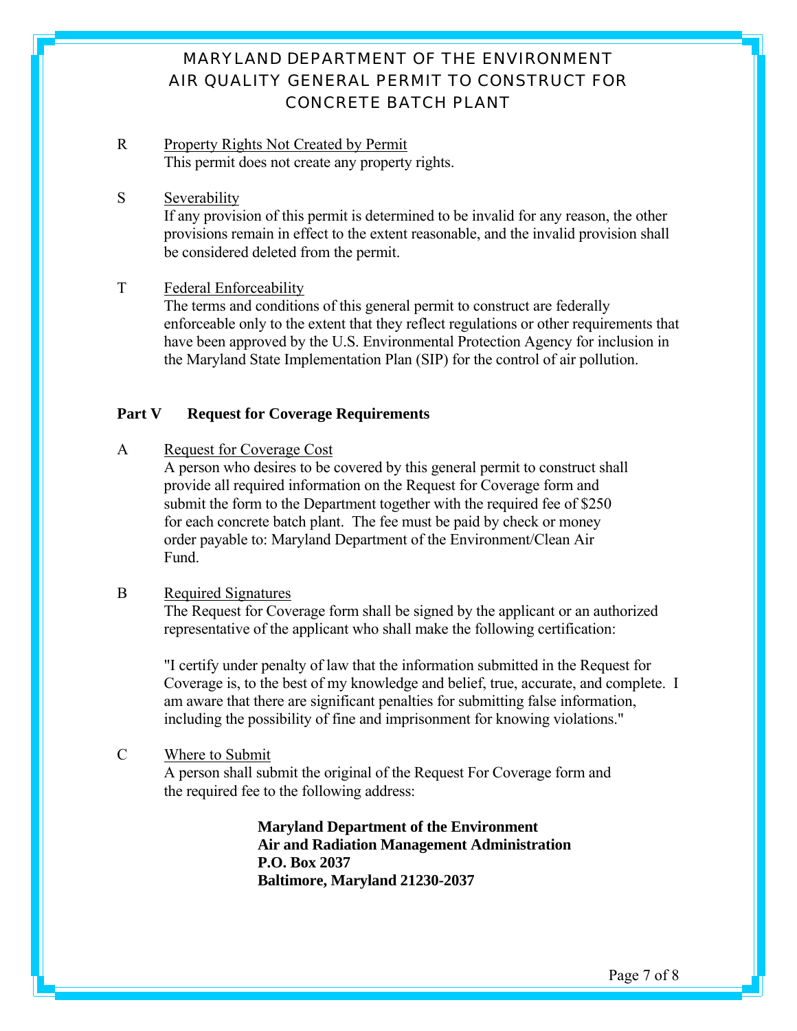R Property Rights Not Created by Permit

This permit does not create any property rights.

S Severability

If any provision of this permit is determined to be invalid for any reason, the other provisions remain in effect to the extent reasonable, and the invalid provision shall be considered deleted from the permit.

T Federal Enforceability

The terms and conditions of this general permit to construct are federally enforceable only to the extent that they reflect regulations or other requirements that have been approved by the U.S. Environmental Protection Agency for inclusion in the Maryland State Implementation Plan (SIP) for the control of air pollution.

## Part V Request for Coverage Requirements

A Request for Coverage Cost

A person who desires to be covered by this general permit to construct shall provide all required information on the Request for Coverage form and submit the form to the Department together with the required fee of $250 for each concrete batch plant. The fee must be paid by check or money order payable to: Maryland Department of the Environment/Clean Air Fund.

B Required Signatures

The Request for Coverage form shall be signed by the applicant or an authorized representative of the applicant who shall make the following certification:

"I certify under penalty of law that the information submitted in the Request for Coverage is, to the best of my knowledge and belief, true, accurate, and complete. I am aware that there are significant penalties for submitting false information, including the possibility of fine and imprisonment for knowing violations."

C Where to Submit

A person shall submit the original of the Request For Coverage form and the required fee to the following address:

**Maryland Department of the Environment**
**Air and Radiation Management Administration**
**P.O. Box 2037**
**Baltimore, Maryland 21230-2037**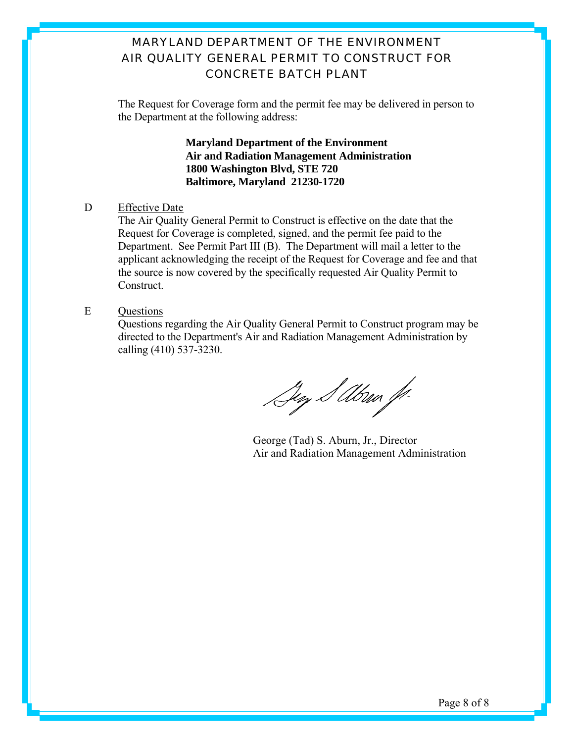The Request for Coverage form and the permit fee may be delivered in person to the Department at the following address:

**Maryland Department of the Environment**
**Air and Radiation Management Administration**
**1800 Washington Blvd, STE 720**
**Baltimore, Maryland 21230-1720**

D Effective Date

The Air Quality General Permit to Construct is effective on the date that the Request for Coverage is completed, signed, and the permit fee paid to the Department. See Permit Part III (B). The Department will mail a letter to the applicant acknowledging the receipt of the Request for Coverage and fee and that the source is now covered by the specifically requested Air Quality Permit to Construct.

E Questions

Questions regarding the Air Quality General Permit to Construct program may be directed to the Department's Air and Radiation Management Administration by calling (410) 537-3230.

George (Tad) S. Aburn, Jr., Director
Air and Radiation Management Administration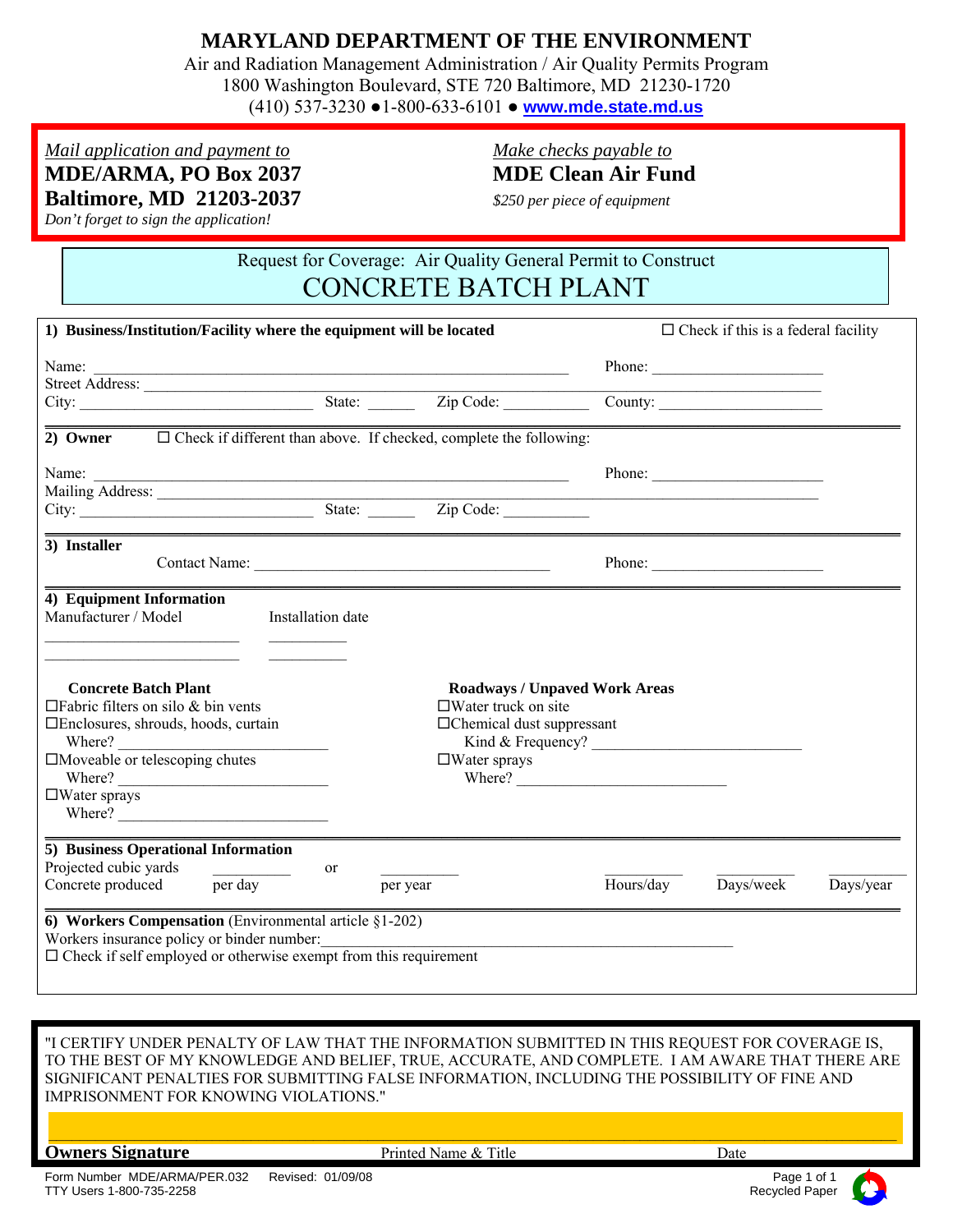# MARYLAND DEPARTMENT OF THE ENVIRONMENT

Air and Radiation Management Administration / Air Quality Permits Program
1800 Washington Boulevard, STE 720 Baltimore, MD 21230-1720
(410) 537-3230 ●1-800-633-6101 ● www.mde.state.md.us

*Mail application and payment to*
**MDE/ARMA, PO Box 2037**
**Baltimore, MD 21203-2037**
*Don't forget to sign the application!*

*Make checks payable to*
**MDE Clean Air Fund**
*$250 per piece of equipment*

Request for Coverage: Air Quality General Permit to Construct

## CONCRETE BATCH PLANT

**1) Business/Institution/Facility where the equipment will be located** ☐ Check if this is a federal facility

Name: ______________________________ Phone: ______________
Street Address: ______________________________
City: ______________ State: ______ Zip Code: __________ County: ______________

**2) Owner** ☐ Check if different than above. If checked, complete the following:

Name: ______________________________ Phone: ______________
Mailing Address: ______________________________
City: ______________ State: ______ Zip Code: __________

**3) Installer**

Contact Name: ______________________________ Phone: ______________

**4) Equipment Information**

Manufacturer / Model ______________ Installation date __________
______________ __________

**Concrete Batch Plant**

☐Fabric filters on silo & bin vents
☐Enclosures, shrouds, hoods, curtain
Where? ______________
☐Moveable or telescoping chutes
Where? ______________
☐Water sprays
Where? ______________

**Roadways / Unpaved Work Areas**

☐Water truck on site
☐Chemical dust suppressant
Kind & Frequency? ______________
☐Water sprays
Where? ______________

**5) Business Operational Information**

Projected cubic yards Concrete produced __________ per day or __________ per year __________ Hours/day __________ Days/week __________ Days/year

**6) Workers Compensation** (Environmental article §1-202)

Workers insurance policy or binder number: ______________________________
☐ Check if self employed or otherwise exempt from this requirement

"I CERTIFY UNDER PENALTY OF LAW THAT THE INFORMATION SUBMITTED IN THIS REQUEST FOR COVERAGE IS, TO THE BEST OF MY KNOWLEDGE AND BELIEF, TRUE, ACCURATE, AND COMPLETE. I AM AWARE THAT THERE ARE SIGNIFICANT PENALTIES FOR SUBMITTING FALSE INFORMATION, INCLUDING THE POSSIBILITY OF FINE AND IMPRISONMENT FOR KNOWING VIOLATIONS."

**Owners Signature** Printed Name & Title Date

Form Number MDE/ARMA/PER.032 Revised: 01/09/08
TTY Users 1-800-735-2258
Recycled Paper